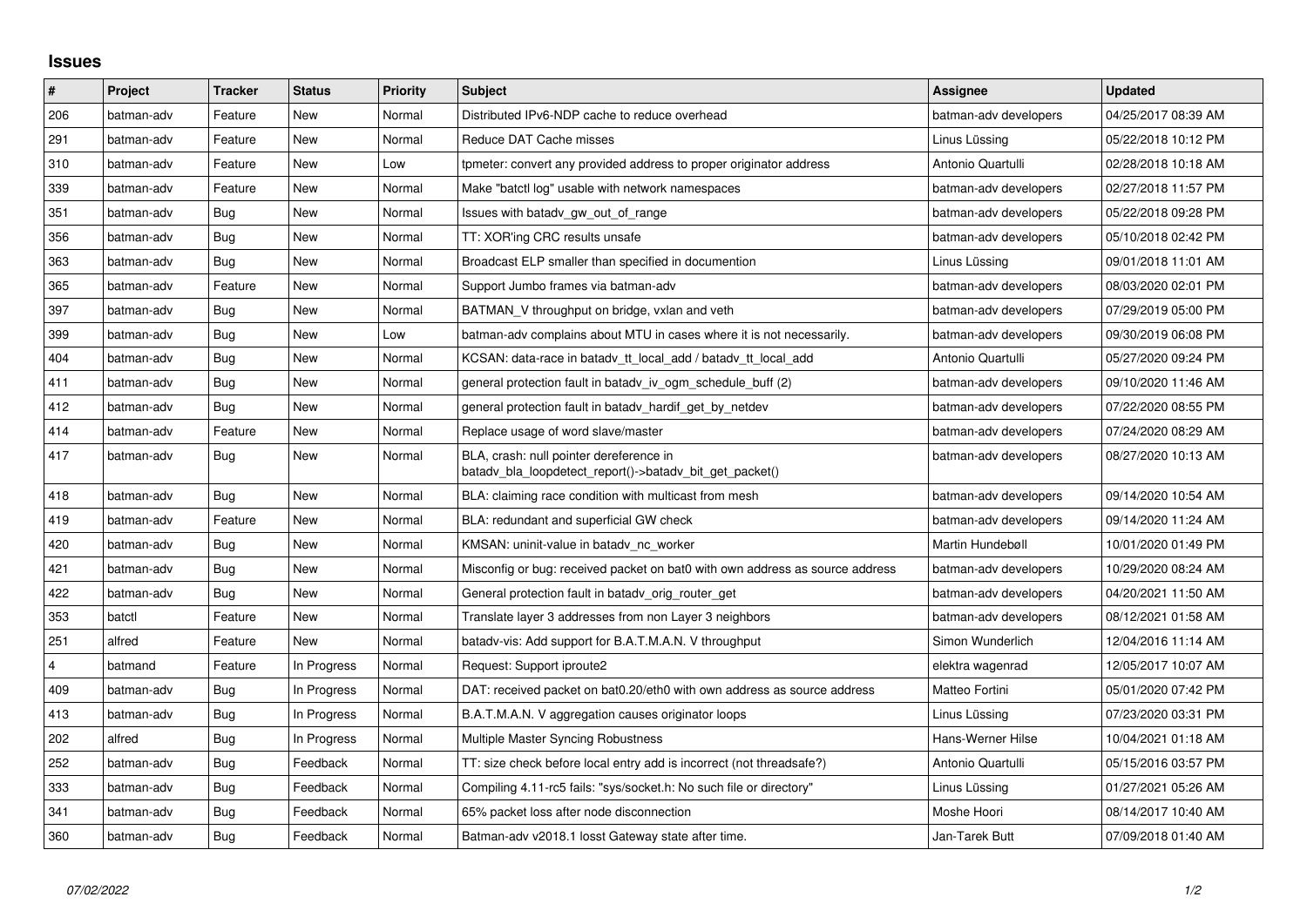## Issues

| # | Project | Tracker | Status | Priority | Subject | Assignee | Updated |
|---|---|---|---|---|---|---|---|
| 206 | batman-adv | Feature | New | Normal | Distributed IPv6-NDP cache to reduce overhead | batman-adv developers | 04/25/2017 08:39 AM |
| 291 | batman-adv | Feature | New | Normal | Reduce DAT Cache misses | Linus Lüssing | 05/22/2018 10:12 PM |
| 310 | batman-adv | Feature | New | Low | tpmeter: convert any provided address to proper originator address | Antonio Quartulli | 02/28/2018 10:18 AM |
| 339 | batman-adv | Feature | New | Normal | Make "batctl log" usable with network namespaces | batman-adv developers | 02/27/2018 11:57 PM |
| 351 | batman-adv | Bug | New | Normal | Issues with batadv_gw_out_of_range | batman-adv developers | 05/22/2018 09:28 PM |
| 356 | batman-adv | Bug | New | Normal | TT: XOR'ing CRC results unsafe | batman-adv developers | 05/10/2018 02:42 PM |
| 363 | batman-adv | Bug | New | Normal | Broadcast ELP smaller than specified in documention | Linus Lüssing | 09/01/2018 11:01 AM |
| 365 | batman-adv | Feature | New | Normal | Support Jumbo frames via batman-adv | batman-adv developers | 08/03/2020 02:01 PM |
| 397 | batman-adv | Bug | New | Normal | BATMAN_V throughput on bridge, vxlan and veth | batman-adv developers | 07/29/2019 05:00 PM |
| 399 | batman-adv | Bug | New | Low | batman-adv complains about MTU in cases where it is not necessarily. | batman-adv developers | 09/30/2019 06:08 PM |
| 404 | batman-adv | Bug | New | Normal | KCSAN: data-race in batadv_tt_local_add / batadv_tt_local_add | Antonio Quartulli | 05/27/2020 09:24 PM |
| 411 | batman-adv | Bug | New | Normal | general protection fault in batadv_iv_ogm_schedule_buff (2) | batman-adv developers | 09/10/2020 11:46 AM |
| 412 | batman-adv | Bug | New | Normal | general protection fault in batadv_hardif_get_by_netdev | batman-adv developers | 07/22/2020 08:55 PM |
| 414 | batman-adv | Feature | New | Normal | Replace usage of word slave/master | batman-adv developers | 07/24/2020 08:29 AM |
| 417 | batman-adv | Bug | New | Normal | BLA, crash: null pointer dereference in batadv_bla_loopdetect_report()->batadv_bit_get_packet() | batman-adv developers | 08/27/2020 10:13 AM |
| 418 | batman-adv | Bug | New | Normal | BLA: claiming race condition with multicast from mesh | batman-adv developers | 09/14/2020 10:54 AM |
| 419 | batman-adv | Feature | New | Normal | BLA: redundant and superficial GW check | batman-adv developers | 09/14/2020 11:24 AM |
| 420 | batman-adv | Bug | New | Normal | KMSAN: uninit-value in batadv_nc_worker | Martin Hundebøll | 10/01/2020 01:49 PM |
| 421 | batman-adv | Bug | New | Normal | Misconfig or bug: received packet on bat0 with own address as source address | batman-adv developers | 10/29/2020 08:24 AM |
| 422 | batman-adv | Bug | New | Normal | General protection fault in batadv_orig_router_get | batman-adv developers | 04/20/2021 11:50 AM |
| 353 | batctl | Feature | New | Normal | Translate layer 3 addresses from non Layer 3 neighbors | batman-adv developers | 08/12/2021 01:58 AM |
| 251 | alfred | Feature | New | Normal | batadv-vis: Add support for B.A.T.M.A.N. V throughput | Simon Wunderlich | 12/04/2016 11:14 AM |
| 4 | batmand | Feature | In Progress | Normal | Request: Support iproute2 | elektra wagenrad | 12/05/2017 10:07 AM |
| 409 | batman-adv | Bug | In Progress | Normal | DAT: received packet on bat0.20/eth0 with own address as source address | Matteo Fortini | 05/01/2020 07:42 PM |
| 413 | batman-adv | Bug | In Progress | Normal | B.A.T.M.A.N. V aggregation causes originator loops | Linus Lüssing | 07/23/2020 03:31 PM |
| 202 | alfred | Bug | In Progress | Normal | Multiple Master Syncing Robustness | Hans-Werner Hilse | 10/04/2021 01:18 AM |
| 252 | batman-adv | Bug | Feedback | Normal | TT: size check before local entry add is incorrect (not threadsafe?) | Antonio Quartulli | 05/15/2016 03:57 PM |
| 333 | batman-adv | Bug | Feedback | Normal | Compiling 4.11-rc5 fails: "sys/socket.h: No such file or directory" | Linus Lüssing | 01/27/2021 05:26 AM |
| 341 | batman-adv | Bug | Feedback | Normal | 65% packet loss after node disconnection | Moshe Hoori | 08/14/2017 10:40 AM |
| 360 | batman-adv | Bug | Feedback | Normal | Batman-adv v2018.1 losst Gateway state after time. | Jan-Tarek Butt | 07/09/2018 01:40 AM |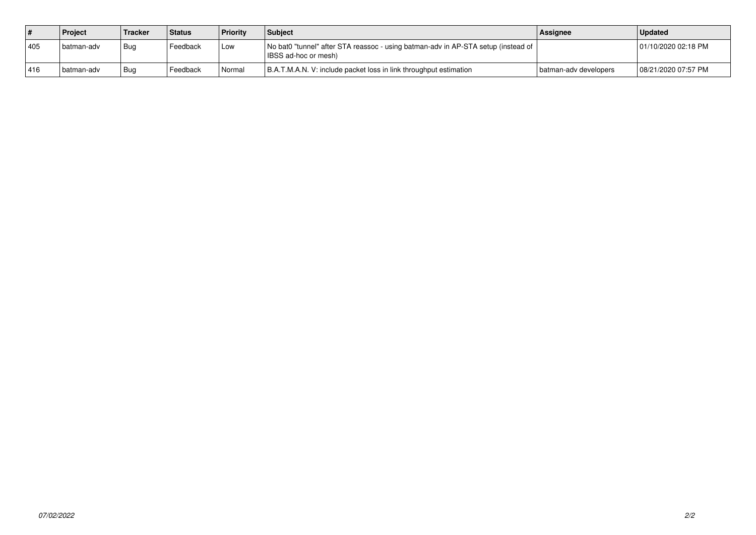| # | Project | Tracker | Status | Priority | Subject | Assignee | Updated |
|---|---|---|---|---|---|---|---|
| 405 | batman-adv | Bug | Feedback | Low | No bat0 "tunnel" after STA reassoc - using batman-adv in AP-STA setup (instead of IBSS ad-hoc or mesh) | | 01/10/2020 02:18 PM |
| 416 | batman-adv | Bug | Feedback | Normal | B.A.T.M.A.N. V: include packet loss in link throughput estimation | batman-adv developers | 08/21/2020 07:57 PM |